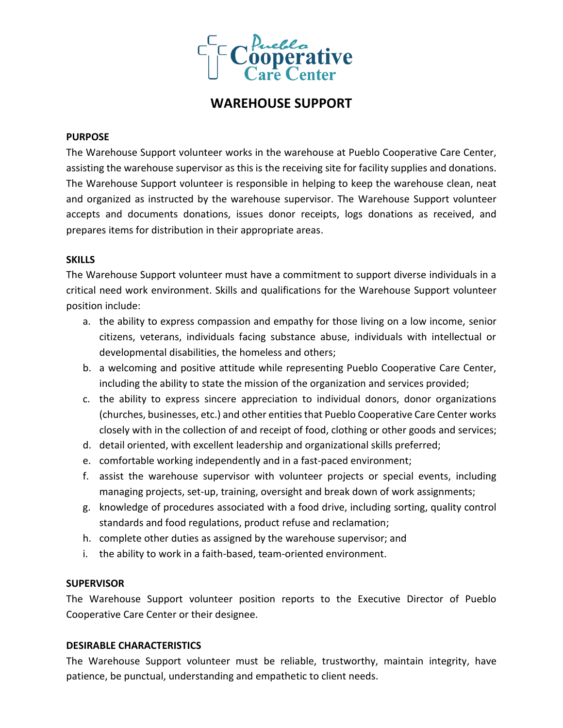# WAREHOUSE SUPPORT

**PURPOSE**

The Warehouse Support volunteer works in the warehouse at Pueblo Cooperative Care Center, assisting the warehouse supervisor as this is the receiving site for facility supplies and donations. The Warehouse Support volunteer is responsible in helping to keep the warehouse clean, neat and organized as instructed by the warehouse supervisor. The Warehouse Support volunteer accepts and documents donations, issues donor receipts, logs donations as received, and prepares items for distribution in their appropriate areas.

**SKILLS**

The Warehouse Support volunteer must have a commitment to support diverse individuals in a critical need work environment. Skills and qualifications for the Warehouse Support volunteer position include:

a. the ability to express compassion and empathy for those living on a low income, senior citizens, veterans, individuals facing substance abuse, individuals with intellectual or developmental disabilities, the homeless and others;
b. a welcoming and positive attitude while representing Pueblo Cooperative Care Center, including the ability to state the mission of the organization and services provided;
c. the ability to express sincere appreciation to individual donors, donor organizations (churches, businesses, etc.) and other entities that Pueblo Cooperative Care Center works closely with in the collection of and receipt of food, clothing or other goods and services;
d. detail oriented, with excellent leadership and organizational skills preferred;
e. comfortable working independently and in a fast-paced environment;
f. assist the warehouse supervisor with volunteer projects or special events, including managing projects, set-up, training, oversight and break down of work assignments;
g. knowledge of procedures associated with a food drive, including sorting, quality control standards and food regulations, product refuse and reclamation;
h. complete other duties as assigned by the warehouse supervisor; and
i. the ability to work in a faith-based, team-oriented environment.

**SUPERVISOR**

The Warehouse Support volunteer position reports to the Executive Director of Pueblo Cooperative Care Center or their designee.

**DESIRABLE CHARACTERISTICS**

The Warehouse Support volunteer must be reliable, trustworthy, maintain integrity, have patience, be punctual, understanding and empathetic to client needs.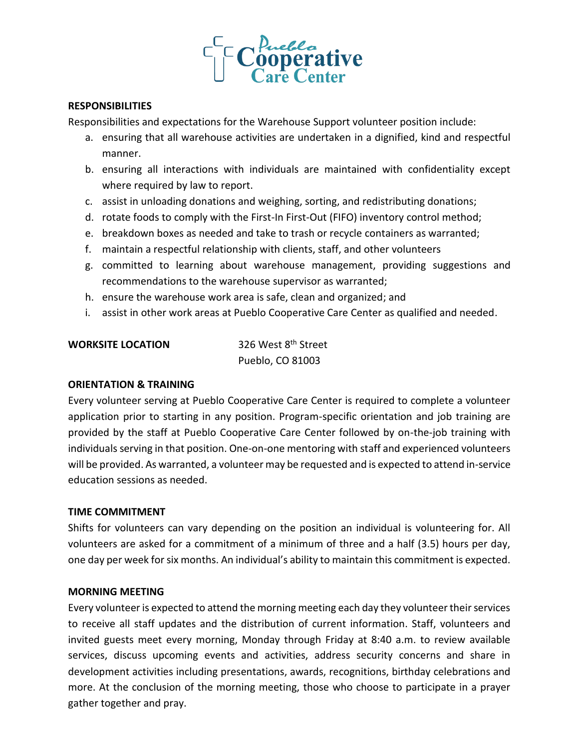**RESPONSIBILITIES**

Responsibilities and expectations for the Warehouse Support volunteer position include:

a. ensuring that all warehouse activities are undertaken in a dignified, kind and respectful manner.
b. ensuring all interactions with individuals are maintained with confidentiality except where required by law to report.
c. assist in unloading donations and weighing, sorting, and redistributing donations;
d. rotate foods to comply with the First-In First-Out (FIFO) inventory control method;
e. breakdown boxes as needed and take to trash or recycle containers as warranted;
f. maintain a respectful relationship with clients, staff, and other volunteers
g. committed to learning about warehouse management, providing suggestions and recommendations to the warehouse supervisor as warranted;
h. ensure the warehouse work area is safe, clean and organized; and
i. assist in other work areas at Pueblo Cooperative Care Center as qualified and needed.

**WORKSITE LOCATION**

326 West 8th Street
Pueblo, CO 81003

**ORIENTATION & TRAINING**

Every volunteer serving at Pueblo Cooperative Care Center is required to complete a volunteer application prior to starting in any position. Program-specific orientation and job training are provided by the staff at Pueblo Cooperative Care Center followed by on-the-job training with individuals serving in that position. One-on-one mentoring with staff and experienced volunteers will be provided. As warranted, a volunteer may be requested and is expected to attend in-service education sessions as needed.

**TIME COMMITMENT**

Shifts for volunteers can vary depending on the position an individual is volunteering for. All volunteers are asked for a commitment of a minimum of three and a half (3.5) hours per day, one day per week for six months. An individual's ability to maintain this commitment is expected.

**MORNING MEETING**

Every volunteer is expected to attend the morning meeting each day they volunteer their services to receive all staff updates and the distribution of current information. Staff, volunteers and invited guests meet every morning, Monday through Friday at 8:40 a.m. to review available services, discuss upcoming events and activities, address security concerns and share in development activities including presentations, awards, recognitions, birthday celebrations and more. At the conclusion of the morning meeting, those who choose to participate in a prayer gather together and pray.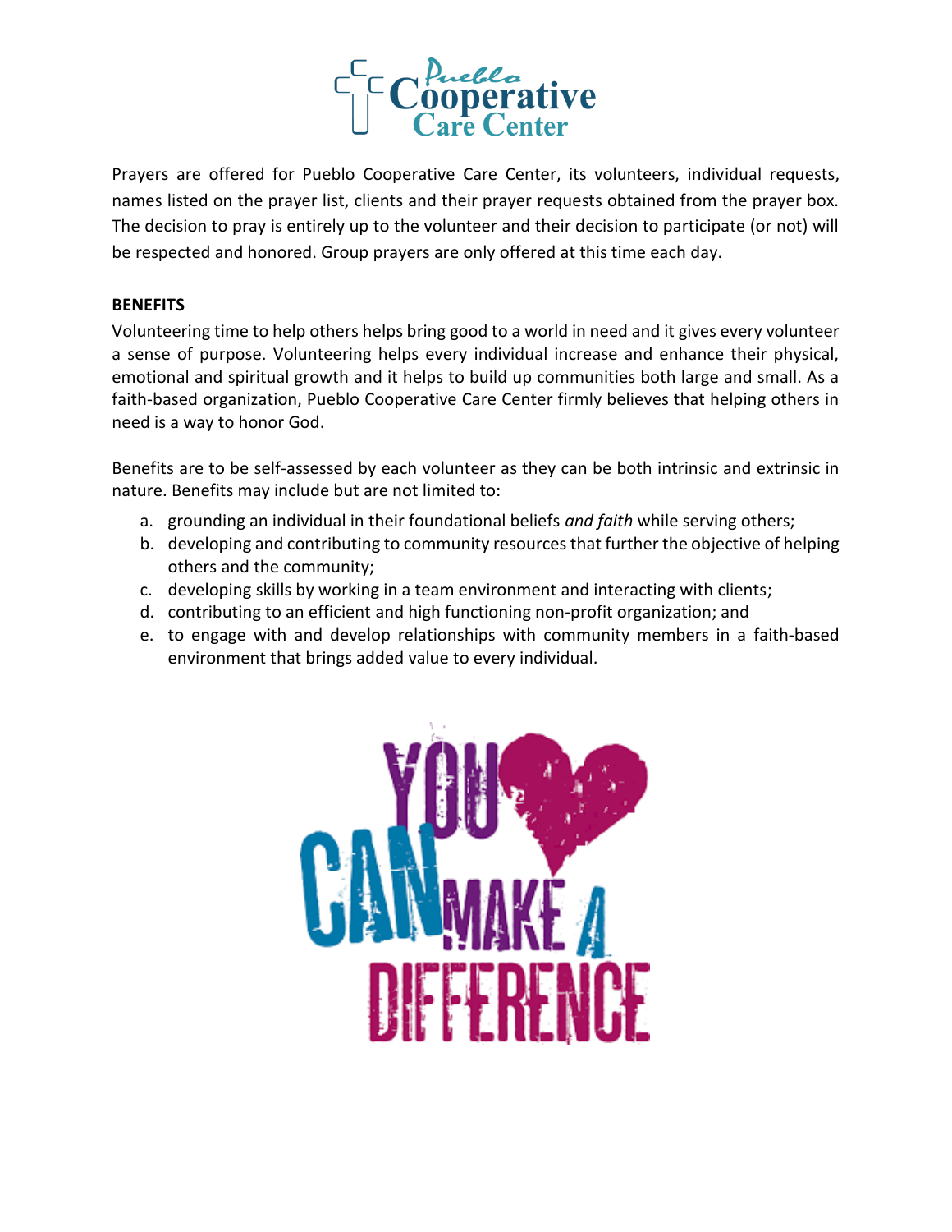Prayers are offered for Pueblo Cooperative Care Center, its volunteers, individual requests, names listed on the prayer list, clients and their prayer requests obtained from the prayer box. The decision to pray is entirely up to the volunteer and their decision to participate (or not) will be respected and honored. Group prayers are only offered at this time each day.

**BENEFITS**

Volunteering time to help others helps bring good to a world in need and it gives every volunteer a sense of purpose. Volunteering helps every individual increase and enhance their physical, emotional and spiritual growth and it helps to build up communities both large and small. As a faith-based organization, Pueblo Cooperative Care Center firmly believes that helping others in need is a way to honor God.

Benefits are to be self-assessed by each volunteer as they can be both intrinsic and extrinsic in nature. Benefits may include but are not limited to:

a. grounding an individual in their foundational beliefs *and faith* while serving others;
b. developing and contributing to community resources that further the objective of helping others and the community;
c. developing skills by working in a team environment and interacting with clients;
d. contributing to an efficient and high functioning non-profit organization; and
e. to engage with and develop relationships with community members in a faith-based environment that brings added value to every individual.

YOU CAN MAKE A DIFFERENCE